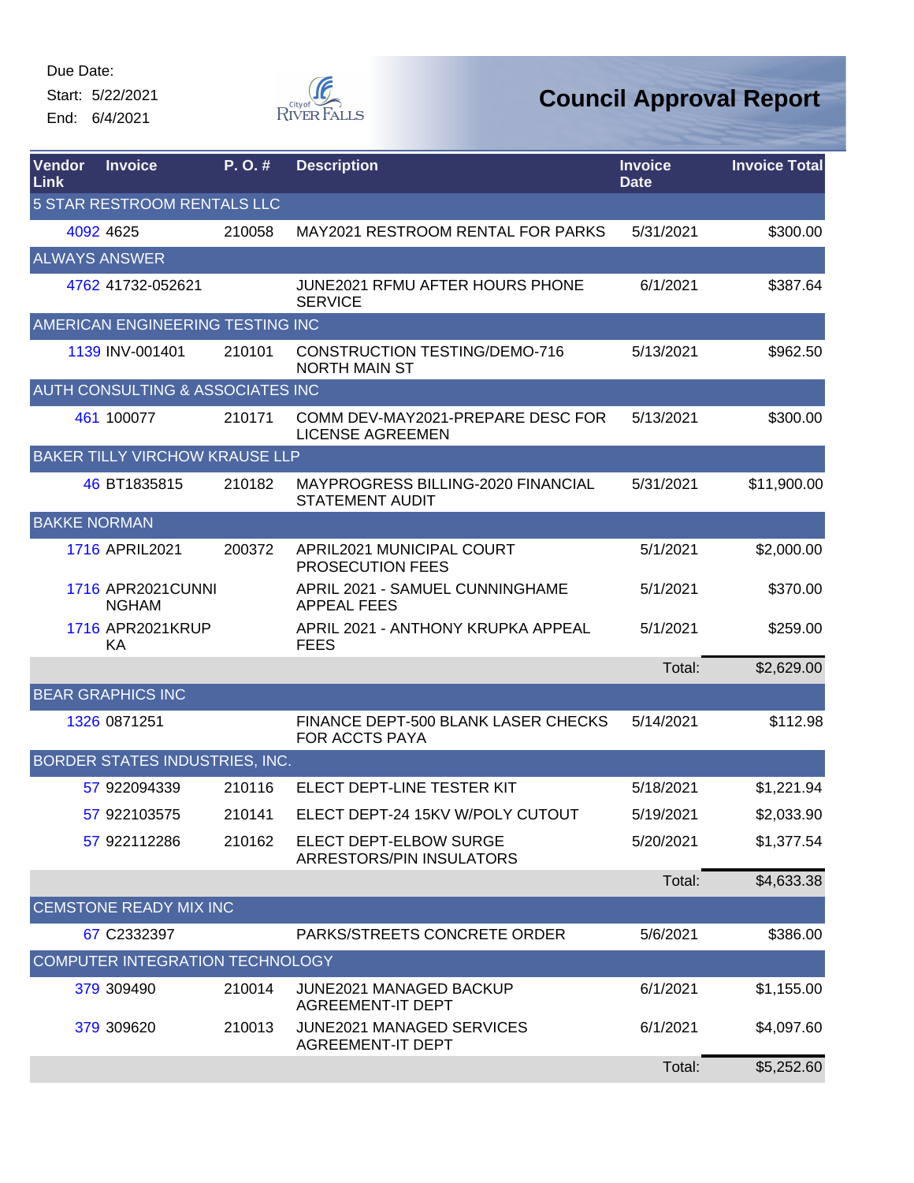Due Date:

Start: 5/22/2021

End: 6/4/2021

City of River Falls

# Council Approval Report

| Vendor Link | Invoice | P. O. # | Description | Invoice Date | Invoice Total |
|---|---|---|---|---|---|
| **5 STAR RESTROOM RENTALS LLC** | | | | | |
| 4092 | 4625 | 210058 | MAY2021 RESTROOM RENTAL FOR PARKS | 5/31/2021 | $300.00 |
| **ALWAYS ANSWER** | | | | | |
| 4762 | 41732-052621 | | JUNE2021 RFMU AFTER HOURS PHONE SERVICE | 6/1/2021 | $387.64 |
| **AMERICAN ENGINEERING TESTING INC** | | | | | |
| 1139 | INV-001401 | 210101 | CONSTRUCTION TESTING/DEMO-716 NORTH MAIN ST | 5/13/2021 | $962.50 |
| **AUTH CONSULTING & ASSOCIATES INC** | | | | | |
| 461 | 100077 | 210171 | COMM DEV-MAY2021-PREPARE DESC FOR LICENSE AGREEMEN | 5/13/2021 | $300.00 |
| **BAKER TILLY VIRCHOW KRAUSE LLP** | | | | | |
| 46 | BT1835815 | 210182 | MAYPROGRESS BILLING-2020 FINANCIAL STATEMENT AUDIT | 5/31/2021 | $11,900.00 |
| **BAKKE NORMAN** | | | | | |
| 1716 | APRIL2021 | 200372 | APRIL2021 MUNICIPAL COURT PROSECUTION FEES | 5/1/2021 | $2,000.00 |
| 1716 | APR2021CUNNINGHAM | | APRIL 2021 - SAMUEL CUNNINGHAME APPEAL FEES | 5/1/2021 | $370.00 |
| 1716 | APR2021KRUPKA | | APRIL 2021 - ANTHONY KRUPKA APPEAL FEES | 5/1/2021 | $259.00 |
| | | | | Total: | $2,629.00 |
| **BEAR GRAPHICS INC** | | | | | |
| 1326 | 0871251 | | FINANCE DEPT-500 BLANK LASER CHECKS FOR ACCTS PAYA | 5/14/2021 | $112.98 |
| **BORDER STATES INDUSTRIES, INC.** | | | | | |
| 57 | 922094339 | 210116 | ELECT DEPT-LINE TESTER KIT | 5/18/2021 | $1,221.94 |
| 57 | 922103575 | 210141 | ELECT DEPT-24 15KV W/POLY CUTOUT | 5/19/2021 | $2,033.90 |
| 57 | 922112286 | 210162 | ELECT DEPT-ELBOW SURGE ARRESTORS/PIN INSULATORS | 5/20/2021 | $1,377.54 |
| | | | | Total: | $4,633.38 |
| **CEMSTONE READY MIX INC** | | | | | |
| 67 | C2332397 | | PARKS/STREETS CONCRETE ORDER | 5/6/2021 | $386.00 |
| **COMPUTER INTEGRATION TECHNOLOGY** | | | | | |
| 379 | 309490 | 210014 | JUNE2021 MANAGED BACKUP AGREEMENT-IT DEPT | 6/1/2021 | $1,155.00 |
| 379 | 309620 | 210013 | JUNE2021 MANAGED SERVICES AGREEMENT-IT DEPT | 6/1/2021 | $4,097.60 |
| | | | | Total: | $5,252.60 |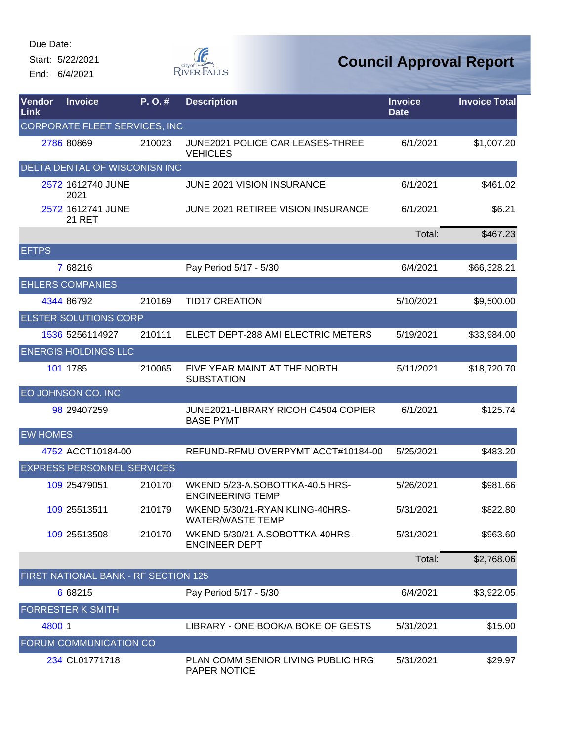Due Date:

Start: 5/22/2021

End: 6/4/2021

# Council Approval Report

| Vendor Link | Invoice | P. O. # | Description | Invoice Date | Invoice Total |
|---|---|---|---|---|---|
| CORPORATE FLEET SERVICES, INC | | | | | |
| 2786 | 80869 | 210023 | JUNE2021 POLICE CAR LEASES-THREE VEHICLES | 6/1/2021 | $1,007.20 |
| DELTA DENTAL OF WISCONISN INC | | | | | |
| 2572 | 1612740 JUNE 2021 | | JUNE 2021 VISION INSURANCE | 6/1/2021 | $461.02 |
| 2572 | 1612741 JUNE 21 RET | | JUNE 2021 RETIREE VISION INSURANCE | 6/1/2021 | $6.21 |
| | | | | Total: | $467.23 |
| EFTPS | | | | | |
| 7 | 68216 | | Pay Period 5/17 - 5/30 | 6/4/2021 | $66,328.21 |
| EHLERS COMPANIES | | | | | |
| 4344 | 86792 | 210169 | TID17 CREATION | 5/10/2021 | $9,500.00 |
| ELSTER SOLUTIONS CORP | | | | | |
| 1536 | 5256114927 | 210111 | ELECT DEPT-288 AMI ELECTRIC METERS | 5/19/2021 | $33,984.00 |
| ENERGIS HOLDINGS LLC | | | | | |
| 101 | 1785 | 210065 | FIVE YEAR MAINT AT THE NORTH SUBSTATION | 5/11/2021 | $18,720.70 |
| EO JOHNSON CO. INC | | | | | |
| 98 | 29407259 | | JUNE2021-LIBRARY RICOH C4504 COPIER BASE PYMT | 6/1/2021 | $125.74 |
| EW HOMES | | | | | |
| 4752 | ACCT10184-00 | | REFUND-RFMU OVERPYMT ACCT#10184-00 | 5/25/2021 | $483.20 |
| EXPRESS PERSONNEL SERVICES | | | | | |
| 109 | 25479051 | 210170 | WKEND 5/23-A.SOBOTTKA-40.5 HRS-ENGINEERING TEMP | 5/26/2021 | $981.66 |
| 109 | 25513511 | 210179 | WKEND 5/30/21-RYAN KLING-40HRS-WATER/WASTE TEMP | 5/31/2021 | $822.80 |
| 109 | 25513508 | 210170 | WKEND 5/30/21 A.SOBOTTKA-40HRS-ENGINEER DEPT | 5/31/2021 | $963.60 |
| | | | | Total: | $2,768.06 |
| FIRST NATIONAL BANK - RF SECTION 125 | | | | | |
| 6 | 68215 | | Pay Period 5/17 - 5/30 | 6/4/2021 | $3,922.05 |
| FORRESTER K SMITH | | | | | |
| 4800 | 1 | | LIBRARY - ONE BOOK/A BOKE OF GESTS | 5/31/2021 | $15.00 |
| FORUM COMMUNICATION CO | | | | | |
| 234 | CL01771718 | | PLAN COMM SENIOR LIVING PUBLIC HRG PAPER NOTICE | 5/31/2021 | $29.97 |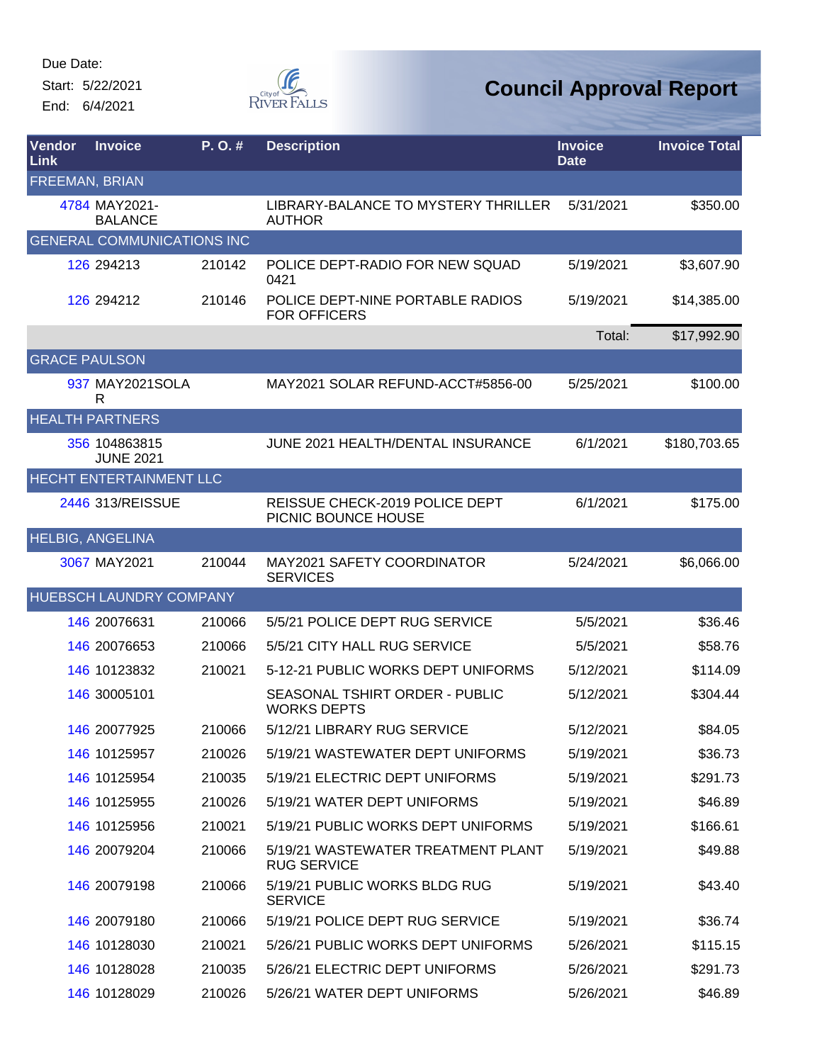Due Date:

Start: 5/22/2021

End: 6/4/2021

# Council Approval Report

| Vendor Link | Invoice | P. O. # | Description | Invoice Date | Invoice Total |
|---|---|---|---|---|---|
| FREEMAN, BRIAN | | | | | |
| 4784 | MAY2021-BALANCE | | LIBRARY-BALANCE TO MYSTERY THRILLER AUTHOR | 5/31/2021 | $350.00 |
| GENERAL COMMUNICATIONS INC | | | | | |
| 126 | 294213 | 210142 | POLICE DEPT-RADIO FOR NEW SQUAD 0421 | 5/19/2021 | $3,607.90 |
| 126 | 294212 | 210146 | POLICE DEPT-NINE PORTABLE RADIOS FOR OFFICERS | 5/19/2021 | $14,385.00 |
| | | | | Total: | $17,992.90 |
| GRACE PAULSON | | | | | |
| 937 | MAY2021SOLAR | | MAY2021 SOLAR REFUND-ACCT#5856-00 | 5/25/2021 | $100.00 |
| HEALTH PARTNERS | | | | | |
| 356 | 104863815 JUNE 2021 | | JUNE 2021 HEALTH/DENTAL INSURANCE | 6/1/2021 | $180,703.65 |
| HECHT ENTERTAINMENT LLC | | | | | |
| 2446 | 313/REISSUE | | REISSUE CHECK-2019 POLICE DEPT PICNIC BOUNCE HOUSE | 6/1/2021 | $175.00 |
| HELBIG, ANGELINA | | | | | |
| 3067 | MAY2021 | 210044 | MAY2021 SAFETY COORDINATOR SERVICES | 5/24/2021 | $6,066.00 |
| HUEBSCH LAUNDRY COMPANY | | | | | |
| 146 | 20076631 | 210066 | 5/5/21 POLICE DEPT RUG SERVICE | 5/5/2021 | $36.46 |
| 146 | 20076653 | 210066 | 5/5/21 CITY HALL RUG SERVICE | 5/5/2021 | $58.76 |
| 146 | 10123832 | 210021 | 5-12-21 PUBLIC WORKS DEPT UNIFORMS | 5/12/2021 | $114.09 |
| 146 | 30005101 | | SEASONAL TSHIRT ORDER - PUBLIC WORKS DEPTS | 5/12/2021 | $304.44 |
| 146 | 20077925 | 210066 | 5/12/21 LIBRARY RUG SERVICE | 5/12/2021 | $84.05 |
| 146 | 10125957 | 210026 | 5/19/21 WASTEWATER DEPT UNIFORMS | 5/19/2021 | $36.73 |
| 146 | 10125954 | 210035 | 5/19/21 ELECTRIC DEPT UNIFORMS | 5/19/2021 | $291.73 |
| 146 | 10125955 | 210026 | 5/19/21 WATER DEPT UNIFORMS | 5/19/2021 | $46.89 |
| 146 | 10125956 | 210021 | 5/19/21 PUBLIC WORKS DEPT UNIFORMS | 5/19/2021 | $166.61 |
| 146 | 20079204 | 210066 | 5/19/21 WASTEWATER TREATMENT PLANT RUG SERVICE | 5/19/2021 | $49.88 |
| 146 | 20079198 | 210066 | 5/19/21 PUBLIC WORKS BLDG RUG SERVICE | 5/19/2021 | $43.40 |
| 146 | 20079180 | 210066 | 5/19/21 POLICE DEPT RUG SERVICE | 5/19/2021 | $36.74 |
| 146 | 10128030 | 210021 | 5/26/21 PUBLIC WORKS DEPT UNIFORMS | 5/26/2021 | $115.15 |
| 146 | 10128028 | 210035 | 5/26/21 ELECTRIC DEPT UNIFORMS | 5/26/2021 | $291.73 |
| 146 | 10128029 | 210026 | 5/26/21 WATER DEPT UNIFORMS | 5/26/2021 | $46.89 |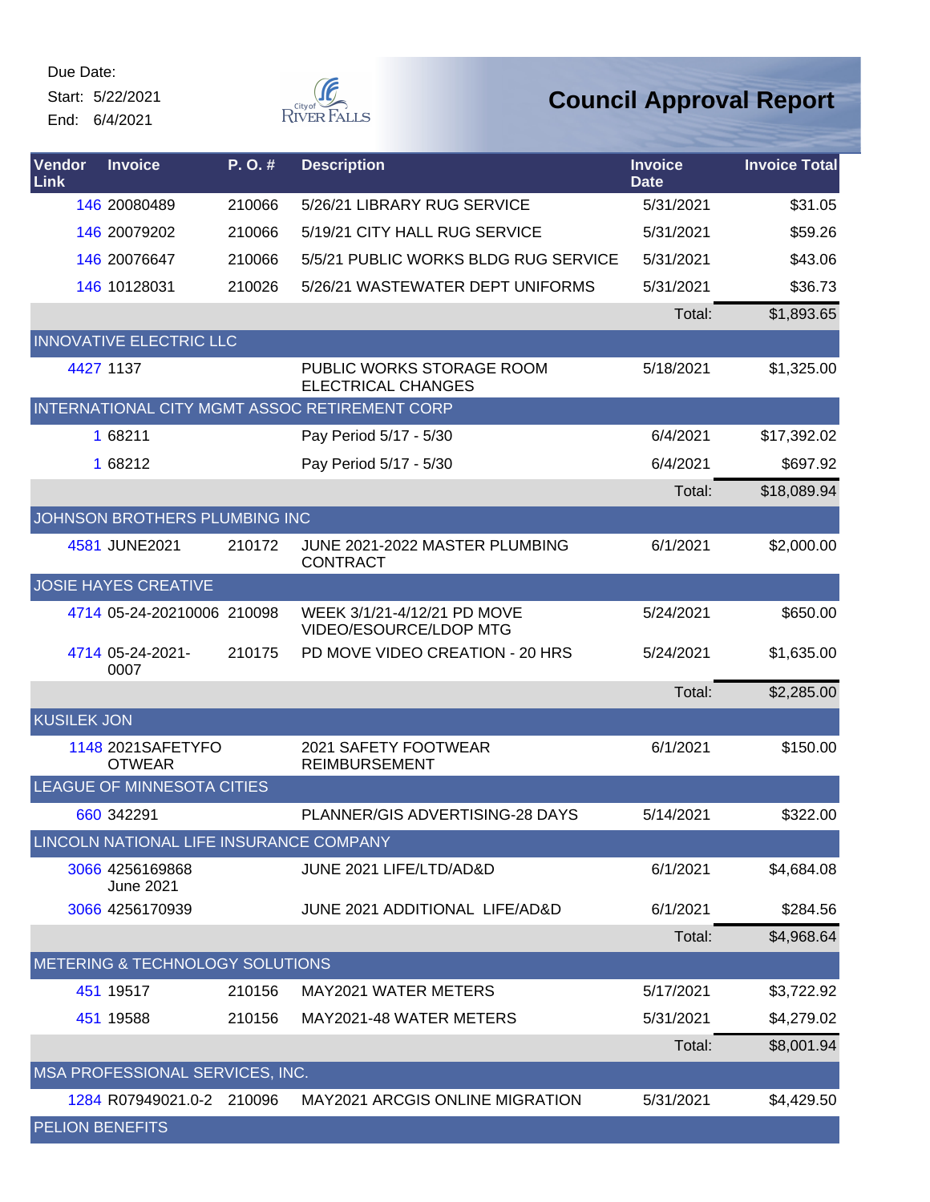Due Date:

Start: 5/22/2021

End: 6/4/2021

# Council Approval Report

| Vendor Link | Invoice | P. O. # | Description | Invoice Date | Invoice Total |
|---|---|---|---|---|---|
| 146 | 20080489 | 210066 | 5/26/21 LIBRARY RUG SERVICE | 5/31/2021 | $31.05 |
| 146 | 20079202 | 210066 | 5/19/21 CITY HALL RUG SERVICE | 5/31/2021 | $59.26 |
| 146 | 20076647 | 210066 | 5/5/21 PUBLIC WORKS BLDG RUG SERVICE | 5/31/2021 | $43.06 |
| 146 | 10128031 | 210026 | 5/26/21 WASTEWATER DEPT UNIFORMS | 5/31/2021 | $36.73 |
| | | | | Total: | $1,893.65 |
| INNOVATIVE ELECTRIC LLC | | | | | |
| 4427 | 1137 | | PUBLIC WORKS STORAGE ROOM ELECTRICAL CHANGES | 5/18/2021 | $1,325.00 |
| INTERNATIONAL CITY MGMT ASSOC RETIREMENT CORP | | | | | |
| 1 | 68211 | | Pay Period 5/17 - 5/30 | 6/4/2021 | $17,392.02 |
| 1 | 68212 | | Pay Period 5/17 - 5/30 | 6/4/2021 | $697.92 |
| | | | | Total: | $18,089.94 |
| JOHNSON BROTHERS PLUMBING INC | | | | | |
| 4581 | JUNE2021 | 210172 | JUNE 2021-2022 MASTER PLUMBING CONTRACT | 6/1/2021 | $2,000.00 |
| JOSIE HAYES CREATIVE | | | | | |
| 4714 | 05-24-20210006 | 210098 | WEEK 3/1/21-4/12/21 PD MOVE VIDEO/ESOURCE/LDOP MTG | 5/24/2021 | $650.00 |
| 4714 | 05-24-2021-0007 | 210175 | PD MOVE VIDEO CREATION - 20 HRS | 5/24/2021 | $1,635.00 |
| | | | | Total: | $2,285.00 |
| KUSILEK JON | | | | | |
| 1148 | 2021SAFETYFOOTWEAR | | 2021 SAFETY FOOTWEAR REIMBURSEMENT | 6/1/2021 | $150.00 |
| LEAGUE OF MINNESOTA CITIES | | | | | |
| 660 | 342291 | | PLANNER/GIS ADVERTISING-28 DAYS | 5/14/2021 | $322.00 |
| LINCOLN NATIONAL LIFE INSURANCE COMPANY | | | | | |
| 3066 | 4256169868 June 2021 | | JUNE 2021 LIFE/LTD/AD&D | 6/1/2021 | $4,684.08 |
| 3066 | 4256170939 | | JUNE 2021 ADDITIONAL LIFE/AD&D | 6/1/2021 | $284.56 |
| | | | | Total: | $4,968.64 |
| METERING & TECHNOLOGY SOLUTIONS | | | | | |
| 451 | 19517 | 210156 | MAY2021 WATER METERS | 5/17/2021 | $3,722.92 |
| 451 | 19588 | 210156 | MAY2021-48 WATER METERS | 5/31/2021 | $4,279.02 |
| | | | | Total: | $8,001.94 |
| MSA PROFESSIONAL SERVICES, INC. | | | | | |
| 1284 | R07949021.0-2 | 210096 | MAY2021 ARCGIS ONLINE MIGRATION | 5/31/2021 | $4,429.50 |
| PELION BENEFITS | | | | | |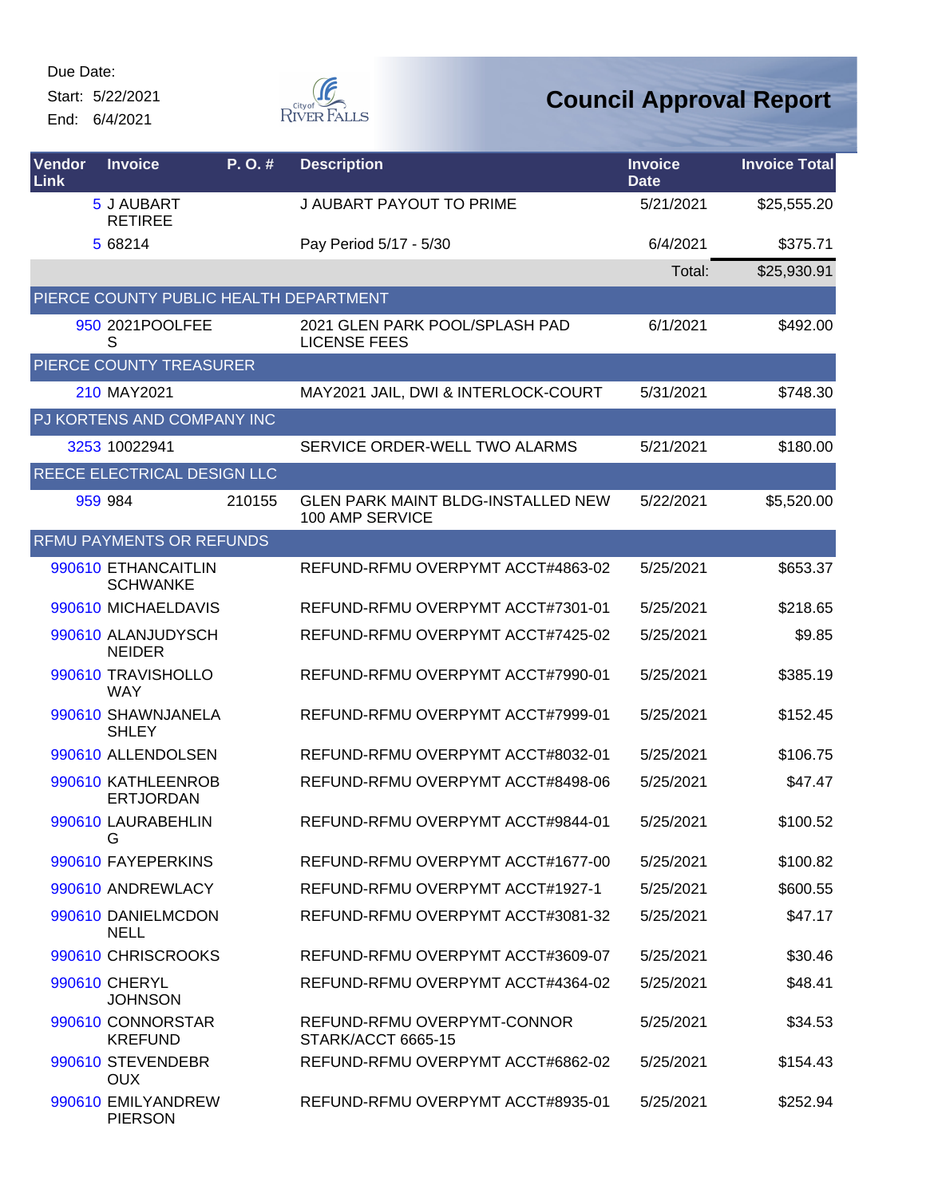Due Date:

Start: 5/22/2021

End: 6/4/2021

# Council Approval Report

| Vendor Link | Invoice | P. O. # | Description | Invoice Date | Invoice Total |
|---|---|---|---|---|---|
| 5 | J AUBART RETIREE | | J AUBART PAYOUT TO PRIME | 5/21/2021 | $25,555.20 |
| 5 | 68214 | | Pay Period 5/17 - 5/30 | 6/4/2021 | $375.71 |
| | | | | Total: | $25,930.91 |
| PIERCE COUNTY PUBLIC HEALTH DEPARTMENT | | | | | |
| 950 | 2021POOLFEES | | 2021 GLEN PARK POOL/SPLASH PAD LICENSE FEES | 6/1/2021 | $492.00 |
| PIERCE COUNTY TREASURER | | | | | |
| 210 | MAY2021 | | MAY2021 JAIL, DWI & INTERLOCK-COURT | 5/31/2021 | $748.30 |
| PJ KORTENS AND COMPANY INC | | | | | |
| 3253 | 10022941 | | SERVICE ORDER-WELL TWO ALARMS | 5/21/2021 | $180.00 |
| REECE ELECTRICAL DESIGN LLC | | | | | |
| 959 | 984 | 210155 | GLEN PARK MAINT BLDG-INSTALLED NEW 100 AMP SERVICE | 5/22/2021 | $5,520.00 |
| RFMU PAYMENTS OR REFUNDS | | | | | |
| 990610 | ETHANCAITLIN SCHWANKE | | REFUND-RFMU OVERPYMT ACCT#4863-02 | 5/25/2021 | $653.37 |
| 990610 | MICHAELDAVIS | | REFUND-RFMU OVERPYMT ACCT#7301-01 | 5/25/2021 | $218.65 |
| 990610 | ALANJUDYSCHNEIDER | | REFUND-RFMU OVERPYMT ACCT#7425-02 | 5/25/2021 | $9.85 |
| 990610 | TRAVISHOLLOWAY | | REFUND-RFMU OVERPYMT ACCT#7990-01 | 5/25/2021 | $385.19 |
| 990610 | SHAWNJANELASHLEY | | REFUND-RFMU OVERPYMT ACCT#7999-01 | 5/25/2021 | $152.45 |
| 990610 | ALLENDOLSEN | | REFUND-RFMU OVERPYMT ACCT#8032-01 | 5/25/2021 | $106.75 |
| 990610 | KATHLEENROBERTJORDAN | | REFUND-RFMU OVERPYMT ACCT#8498-06 | 5/25/2021 | $47.47 |
| 990610 | LAURABEHLING | | REFUND-RFMU OVERPYMT ACCT#9844-01 | 5/25/2021 | $100.52 |
| 990610 | FAYEPERKINS | | REFUND-RFMU OVERPYMT ACCT#1677-00 | 5/25/2021 | $100.82 |
| 990610 | ANDREWLACY | | REFUND-RFMU OVERPYMT ACCT#1927-1 | 5/25/2021 | $600.55 |
| 990610 | DANIELMCDONNELL | | REFUND-RFMU OVERPYMT ACCT#3081-32 | 5/25/2021 | $47.17 |
| 990610 | CHRISCROOKS | | REFUND-RFMU OVERPYMT ACCT#3609-07 | 5/25/2021 | $30.46 |
| 990610 | CHERYL JOHNSON | | REFUND-RFMU OVERPYMT ACCT#4364-02 | 5/25/2021 | $48.41 |
| 990610 | CONNORSTARKREFUND | | REFUND-RFMU OVERPYMT-CONNOR STARK/ACCT 6665-15 | 5/25/2021 | $34.53 |
| 990610 | STEVENDEBROUX | | REFUND-RFMU OVERPYMT ACCT#6862-02 | 5/25/2021 | $154.43 |
| 990610 | EMILYANDREWPIERSON | | REFUND-RFMU OVERPYMT ACCT#8935-01 | 5/25/2021 | $252.94 |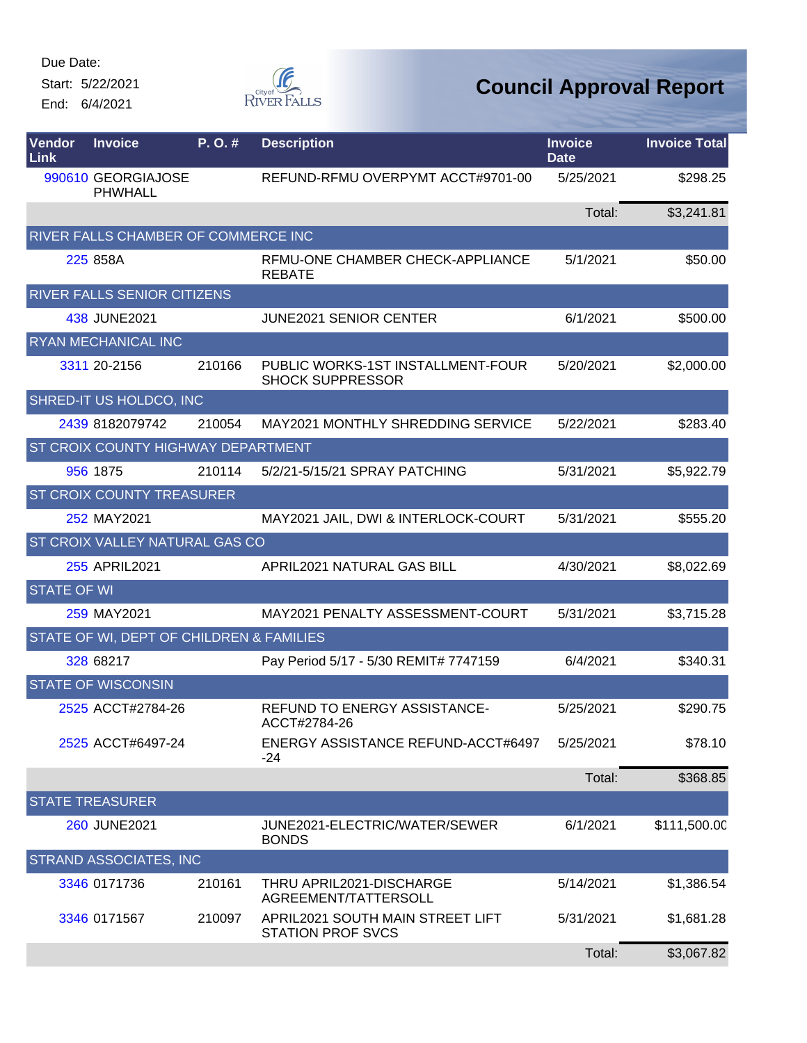Due Date:
Start: 5/22/2021
End: 6/4/2021

# Council Approval Report

| Vendor Link | Invoice | P. O. # | Description | Invoice Date | Invoice Total |
|---|---|---|---|---|---|
| 990610 | GEORGIAJOSE PHWHALL | | REFUND-RFMU OVERPYMT ACCT#9701-00 | 5/25/2021 | $298.25 |
| | | | | Total: | $3,241.81 |
| RIVER FALLS CHAMBER OF COMMERCE INC | | | | | |
| 225 | 858A | | RFMU-ONE CHAMBER CHECK-APPLIANCE REBATE | 5/1/2021 | $50.00 |
| RIVER FALLS SENIOR CITIZENS | | | | | |
| 438 | JUNE2021 | | JUNE2021 SENIOR CENTER | 6/1/2021 | $500.00 |
| RYAN MECHANICAL INC | | | | | |
| 3311 | 20-2156 | 210166 | PUBLIC WORKS-1ST INSTALLMENT-FOUR SHOCK SUPPRESSOR | 5/20/2021 | $2,000.00 |
| SHRED-IT US HOLDCO, INC | | | | | |
| 2439 | 8182079742 | 210054 | MAY2021 MONTHLY SHREDDING SERVICE | 5/22/2021 | $283.40 |
| ST CROIX COUNTY HIGHWAY DEPARTMENT | | | | | |
| 956 | 1875 | 210114 | 5/2/21-5/15/21 SPRAY PATCHING | 5/31/2021 | $5,922.79 |
| ST CROIX COUNTY TREASURER | | | | | |
| 252 | MAY2021 | | MAY2021 JAIL, DWI & INTERLOCK-COURT | 5/31/2021 | $555.20 |
| ST CROIX VALLEY NATURAL GAS CO | | | | | |
| 255 | APRIL2021 | | APRIL2021 NATURAL GAS BILL | 4/30/2021 | $8,022.69 |
| STATE OF WI | | | | | |
| 259 | MAY2021 | | MAY2021 PENALTY ASSESSMENT-COURT | 5/31/2021 | $3,715.28 |
| STATE OF WI, DEPT OF CHILDREN & FAMILIES | | | | | |
| 328 | 68217 | | Pay Period 5/17 - 5/30 REMIT# 7747159 | 6/4/2021 | $340.31 |
| STATE OF WISCONSIN | | | | | |
| 2525 | ACCT#2784-26 | | REFUND TO ENERGY ASSISTANCE-ACCT#2784-26 | 5/25/2021 | $290.75 |
| 2525 | ACCT#6497-24 | | ENERGY ASSISTANCE REFUND-ACCT#6497-24 | 5/25/2021 | $78.10 |
| | | | | Total: | $368.85 |
| STATE TREASURER | | | | | |
| 260 | JUNE2021 | | JUNE2021-ELECTRIC/WATER/SEWER BONDS | 6/1/2021 | $111,500.00 |
| STRAND ASSOCIATES, INC | | | | | |
| 3346 | 0171736 | 210161 | THRU APRIL2021-DISCHARGE AGREEMENT/TATTERSOLL | 5/14/2021 | $1,386.54 |
| 3346 | 0171567 | 210097 | APRIL2021 SOUTH MAIN STREET LIFT STATION PROF SVCS | 5/31/2021 | $1,681.28 |
| | | | | Total: | $3,067.82 |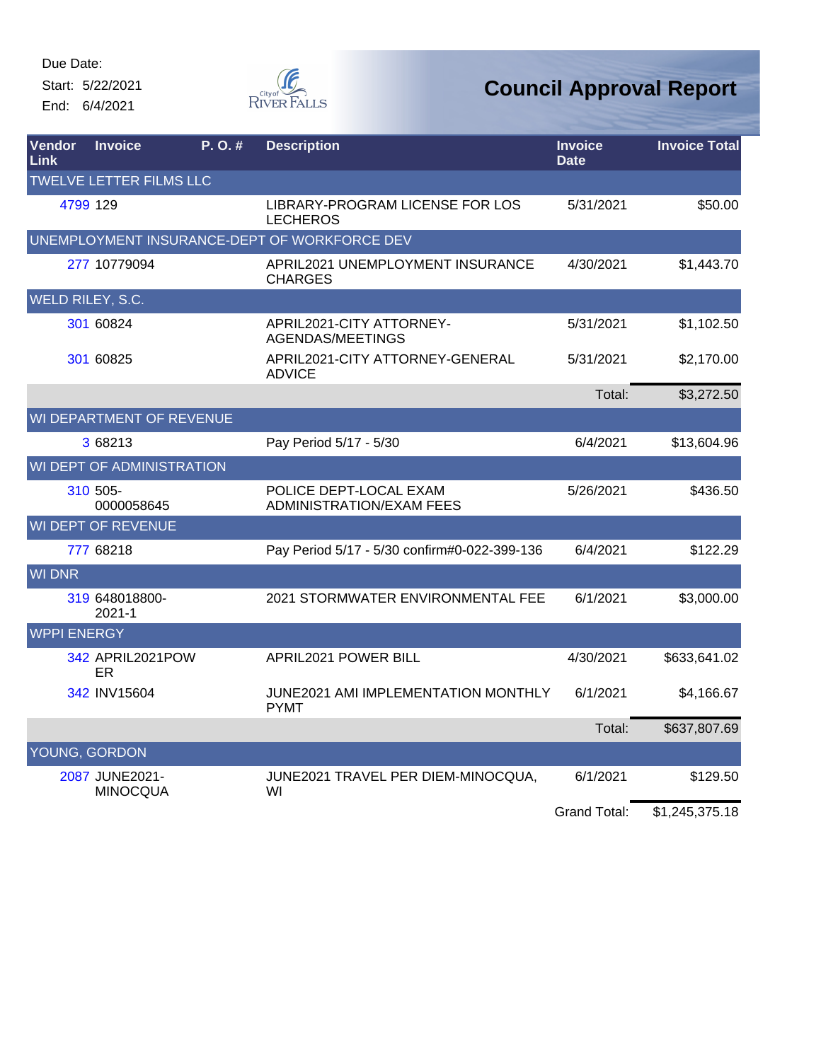Due Date:

Start: 5/22/2021

End: 6/4/2021

# Council Approval Report

| Vendor Link | Invoice | P. O. # | Description | Invoice Date | Invoice Total |
|---|---|---|---|---|---|
| TWELVE LETTER FILMS LLC | | | | | |
| 4799 | 129 | | LIBRARY-PROGRAM LICENSE FOR LOS LECHEROS | 5/31/2021 | $50.00 |
| UNEMPLOYMENT INSURANCE-DEPT OF WORKFORCE DEV | | | | | |
| 277 | 10779094 | | APRIL2021 UNEMPLOYMENT INSURANCE CHARGES | 4/30/2021 | $1,443.70 |
| WELD RILEY, S.C. | | | | | |
| 301 | 60824 | | APRIL2021-CITY ATTORNEY-AGENDAS/MEETINGS | 5/31/2021 | $1,102.50 |
| 301 | 60825 | | APRIL2021-CITY ATTORNEY-GENERAL ADVICE | 5/31/2021 | $2,170.00 |
| | | | | Total: | $3,272.50 |
| WI DEPARTMENT OF REVENUE | | | | | |
| 3 | 68213 | | Pay Period 5/17 - 5/30 | 6/4/2021 | $13,604.96 |
| WI DEPT OF ADMINISTRATION | | | | | |
| 310 | 505-0000058645 | | POLICE DEPT-LOCAL EXAM ADMINISTRATION/EXAM FEES | 5/26/2021 | $436.50 |
| WI DEPT OF REVENUE | | | | | |
| 777 | 68218 | | Pay Period 5/17 - 5/30 confirm#0-022-399-136 | 6/4/2021 | $122.29 |
| WI DNR | | | | | |
| 319 | 648018800-2021-1 | | 2021 STORMWATER ENVIRONMENTAL FEE | 6/1/2021 | $3,000.00 |
| WPPI ENERGY | | | | | |
| 342 | APRIL2021POWER | | APRIL2021 POWER BILL | 4/30/2021 | $633,641.02 |
| 342 | INV15604 | | JUNE2021 AMI IMPLEMENTATION MONTHLY PYMT | 6/1/2021 | $4,166.67 |
| | | | | Total: | $637,807.69 |
| YOUNG, GORDON | | | | | |
| 2087 | JUNE2021-MINOCQUA | | JUNE2021 TRAVEL PER DIEM-MINOCQUA, WI | 6/1/2021 | $129.50 |
| | | | | Grand Total: | $1,245,375.18 |